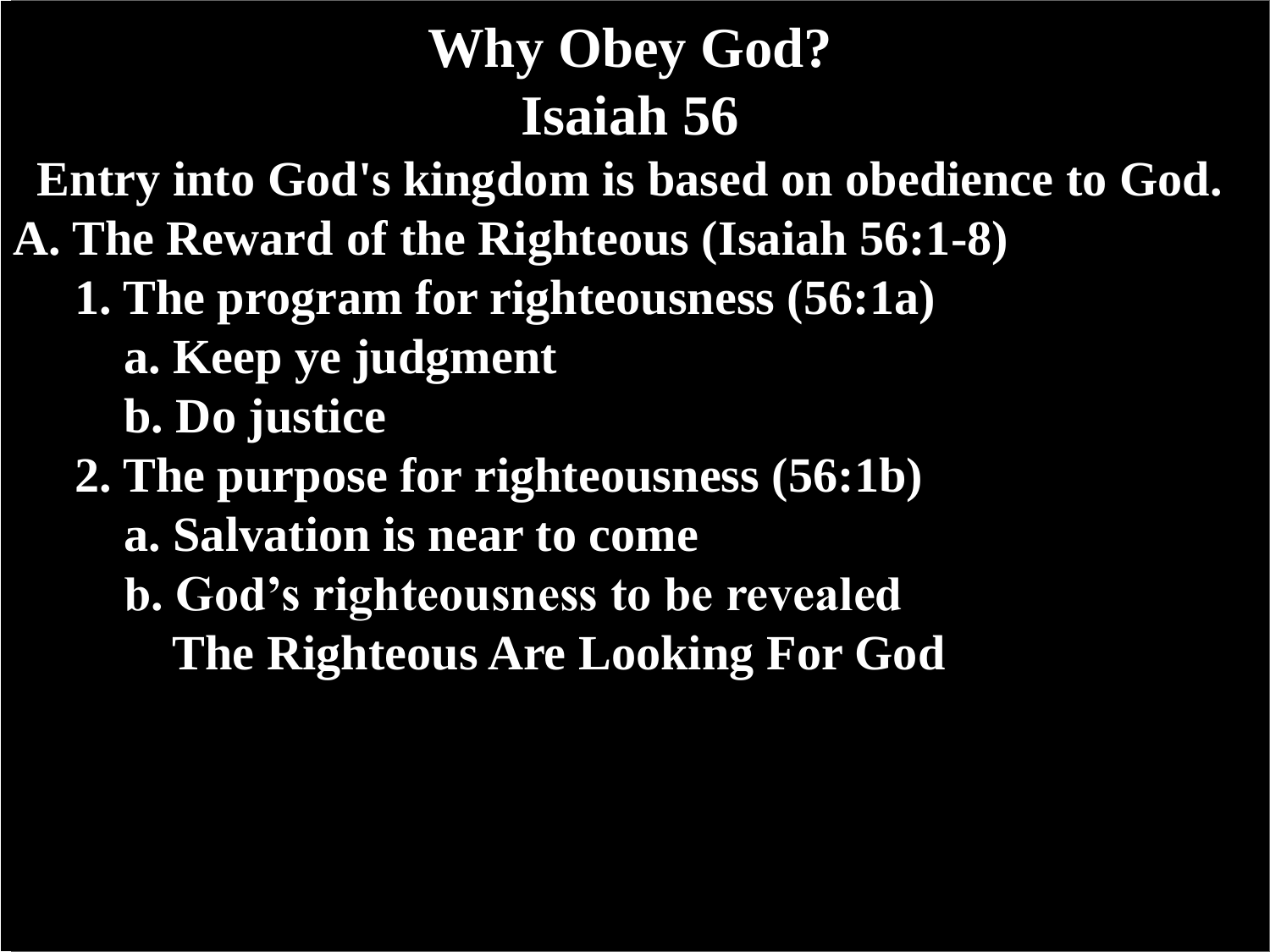# Why Obey God?
# Isaiah 56

**Entry into God's kingdom is based on obedience to God.**

**A. The Reward of the Righteous (Isaiah 56:1-8)**

- **1. The program for righteousness (56:1a)**
  - **a. Keep ye judgment**
  - **b. Do justice**
- **2. The purpose for righteousness (56:1b)**
  - **a. Salvation is near to come**
  - **b. God's righteousness to be revealed**

    **The Righteous Are Looking For God**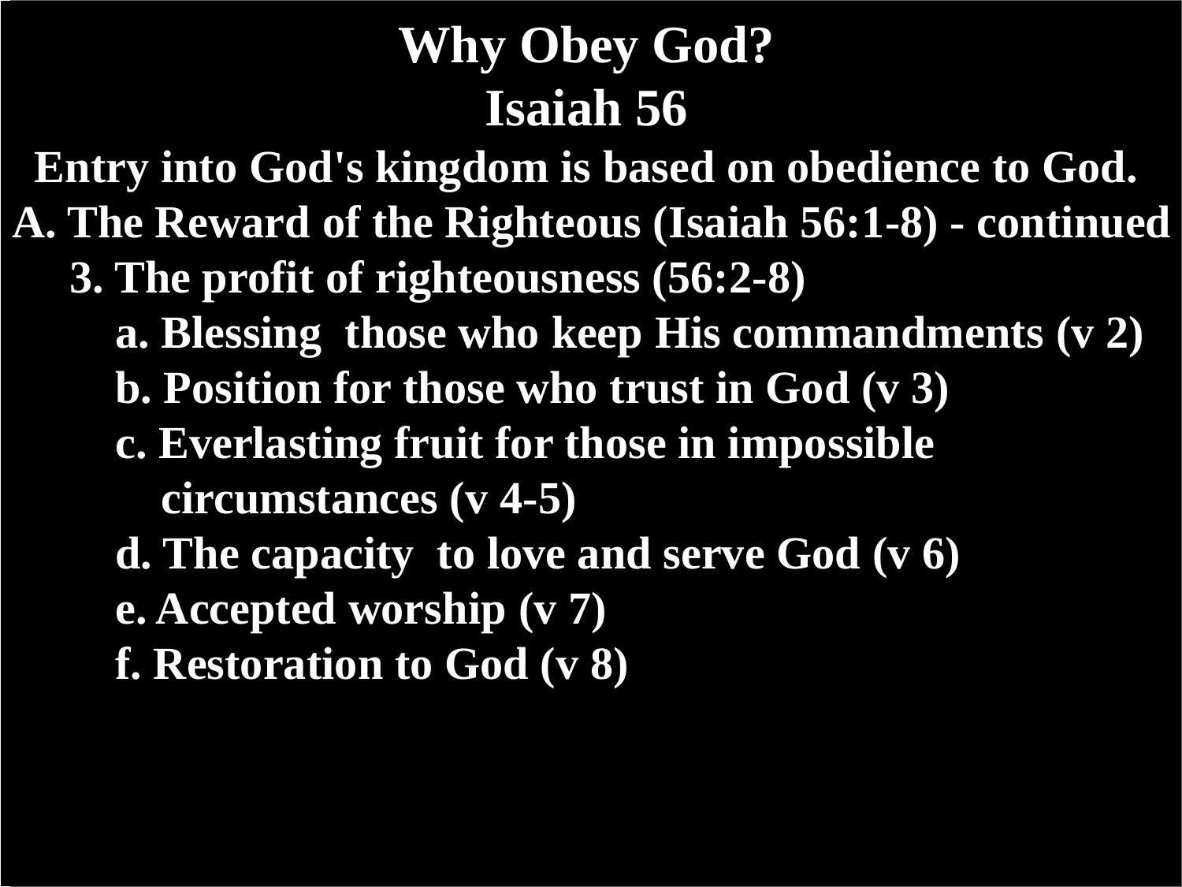# Why Obey God?
# Isaiah 56

**Entry into God's kingdom is based on obedience to God.**

**A. The Reward of the Righteous (Isaiah 56:1-8) - continued**

**3. The profit of righteousness (56:2-8)**

- **a. Blessing those who keep His commandments (v 2)**
- **b. Position for those who trust in God (v 3)**
- **c. Everlasting fruit for those in impossible circumstances (v 4-5)**
- **d. The capacity to love and serve God (v 6)**
- **e. Accepted worship (v 7)**
- **f. Restoration to God (v 8)**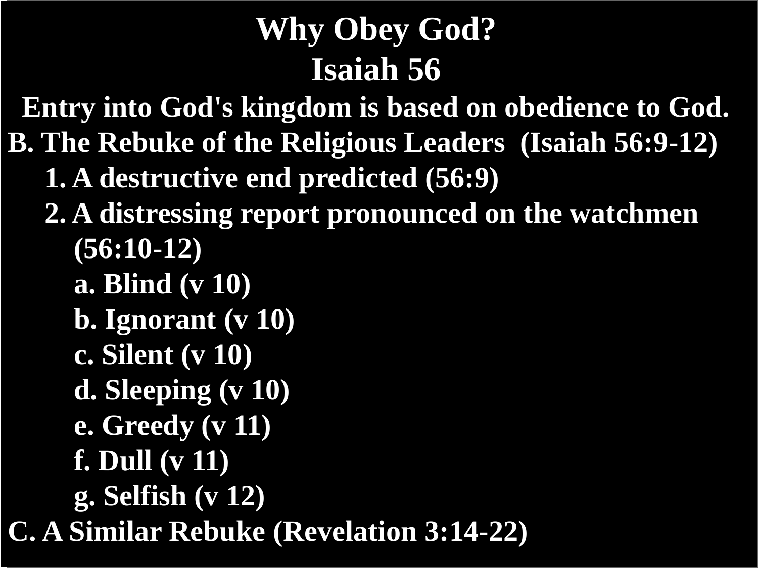# Why Obey God?
## Isaiah 56

**Entry into God's kingdom is based on obedience to God.**

**B. The Rebuke of the Religious Leaders (Isaiah 56:9-12)**

1. A destructive end predicted (56:9)
2. A distressing report pronounced on the watchmen (56:10-12)
    - a. Blind (v 10)
    - b. Ignorant (v 10)
    - c. Silent (v 10)
    - d. Sleeping (v 10)
    - e. Greedy (v 11)
    - f. Dull (v 11)
    - g. Selfish (v 12)

**C. A Similar Rebuke (Revelation 3:14-22)**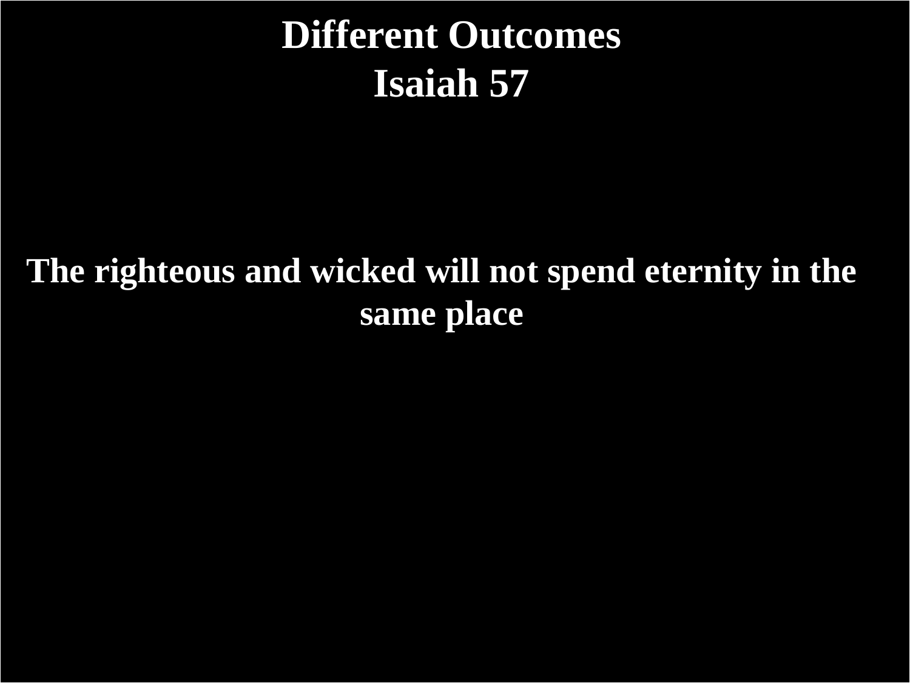# Different Outcomes
# Isaiah 57

**The righteous and wicked will not spend eternity in the same place**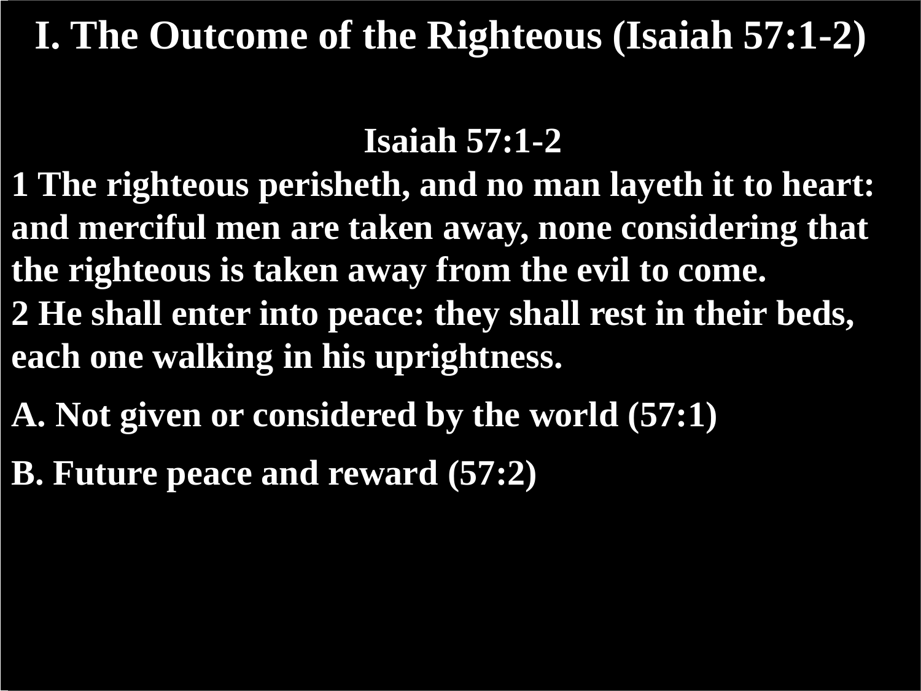# I. The Outcome of the Righteous (Isaiah 57:1-2)

**Isaiah 57:1-2**

**1 The righteous perisheth, and no man layeth it to heart: and merciful men are taken away, none considering that the righteous is taken away from the evil to come.**
**2 He shall enter into peace: they shall rest in their beds, each one walking in his uprightness.**

**A. Not given or considered by the world (57:1)**

**B. Future peace and reward (57:2)**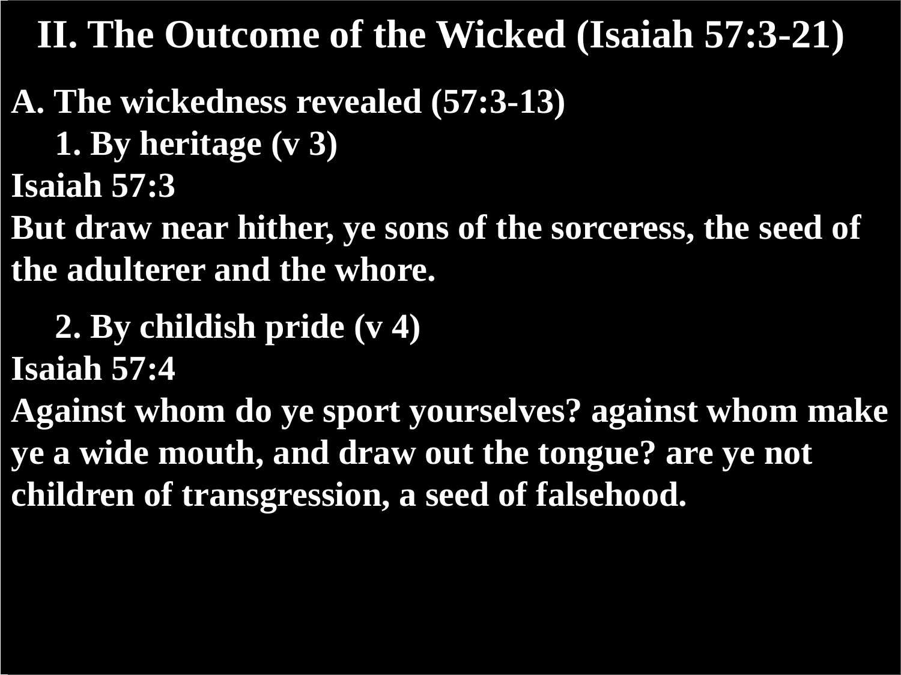# II. The Outcome of the Wicked (Isaiah 57:3-21)

**A. The wickedness revealed (57:3-13)**

**1. By heritage (v 3)**

**Isaiah 57:3**

**But draw near hither, ye sons of the sorceress, the seed of the adulterer and the whore.**

**2. By childish pride (v 4)**

**Isaiah 57:4**

**Against whom do ye sport yourselves? against whom make ye a wide mouth, and draw out the tongue? are ye not children of transgression, a seed of falsehood.**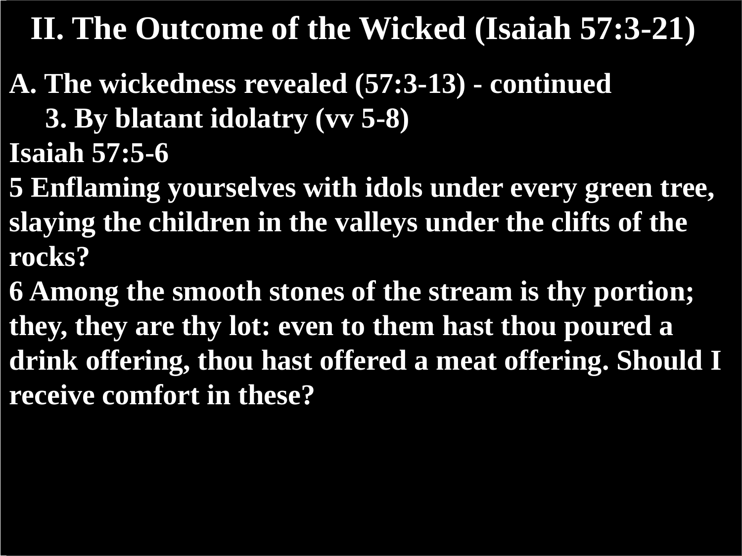# II. The Outcome of the Wicked (Isaiah 57:3-21)

**A. The wickedness revealed (57:3-13) - continued**

**3. By blatant idolatry (vv 5-8)**

**Isaiah 57:5-6**

**5 Enflaming yourselves with idols under every green tree, slaying the children in the valleys under the clifts of the rocks?**

**6 Among the smooth stones of the stream is thy portion; they, they are thy lot: even to them hast thou poured a drink offering, thou hast offered a meat offering. Should I receive comfort in these?**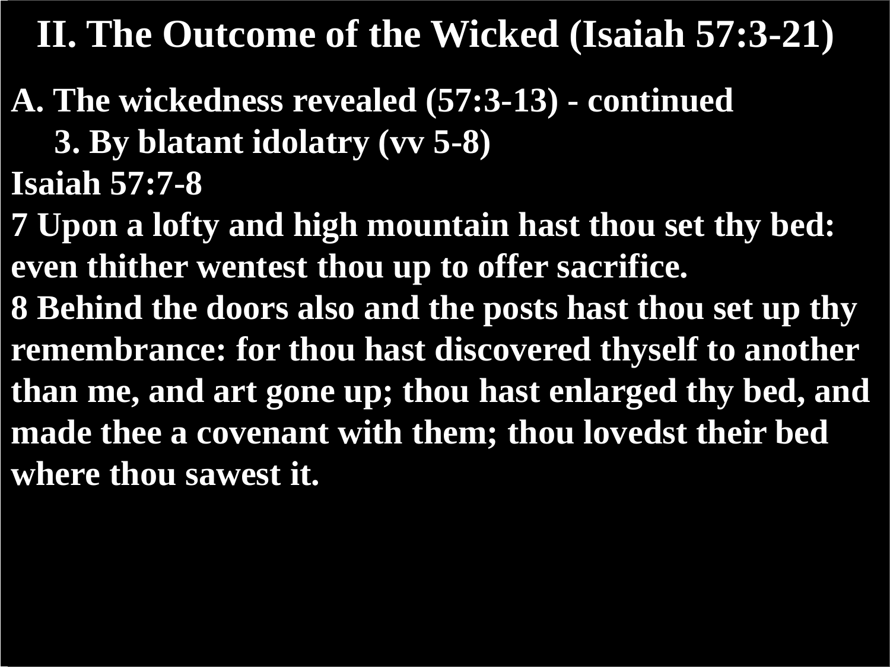# II. The Outcome of the Wicked (Isaiah 57:3-21)

**A. The wickedness revealed (57:3-13) - continued**

**3. By blatant idolatry (vv 5-8)**

**Isaiah 57:7-8**

**7 Upon a lofty and high mountain hast thou set thy bed: even thither wentest thou up to offer sacrifice.**

**8 Behind the doors also and the posts hast thou set up thy remembrance: for thou hast discovered thyself to another than me, and art gone up; thou hast enlarged thy bed, and made thee a covenant with them; thou lovedst their bed where thou sawest it.**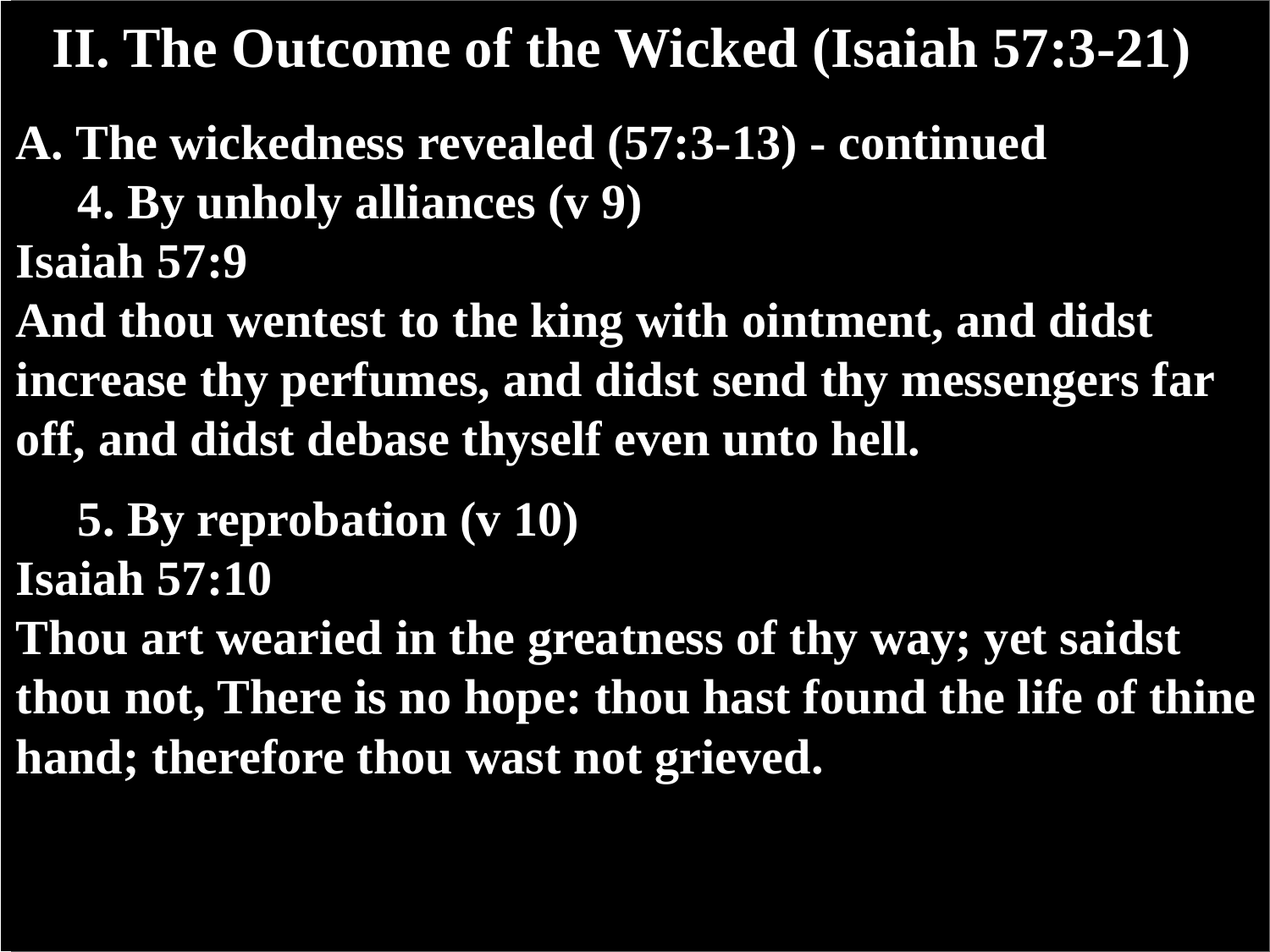# II. The Outcome of the Wicked (Isaiah 57:3-21)

**A. The wickedness revealed (57:3-13) - continued**

**4. By unholy alliances (v 9)**

**Isaiah 57:9**

**And thou wentest to the king with ointment, and didst increase thy perfumes, and didst send thy messengers far off, and didst debase thyself even unto hell.**

**5. By reprobation (v 10)**

**Isaiah 57:10**

**Thou art wearied in the greatness of thy way; yet saidst thou not, There is no hope: thou hast found the life of thine hand; therefore thou wast not grieved.**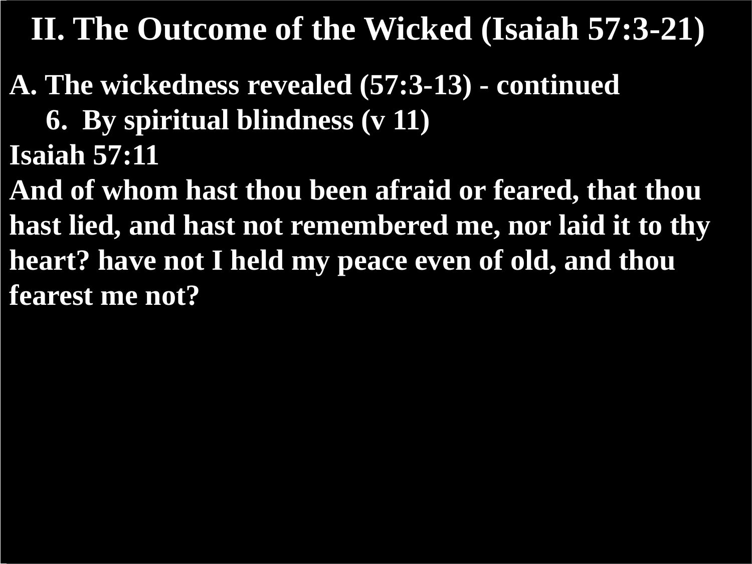# II. The Outcome of the Wicked (Isaiah 57:3-21)

**A. The wickedness revealed (57:3-13) - continued**

**6. By spiritual blindness (v 11)**

**Isaiah 57:11**

**And of whom hast thou been afraid or feared, that thou hast lied, and hast not remembered me, nor laid it to thy heart? have not I held my peace even of old, and thou fearest me not?**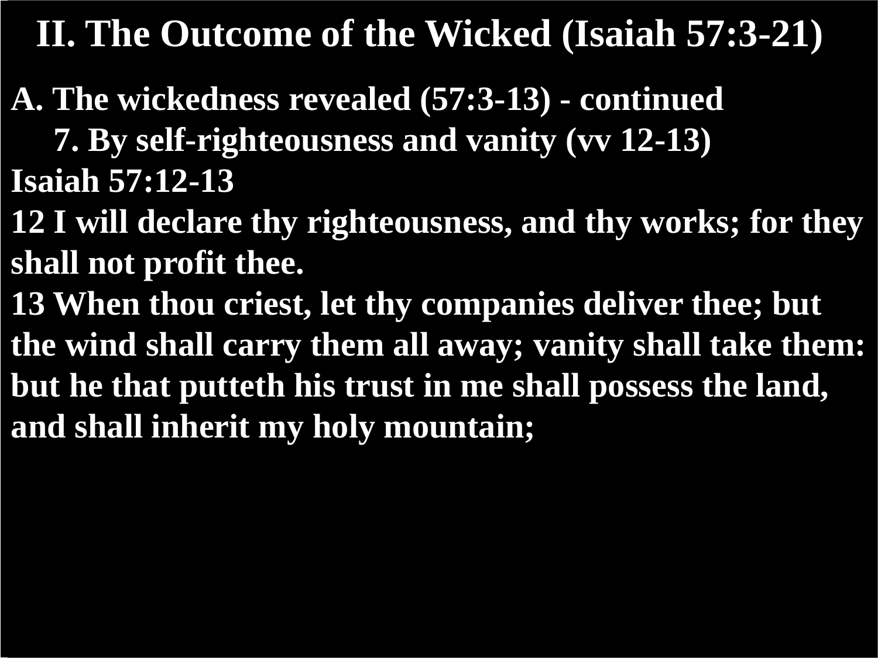# II. The Outcome of the Wicked (Isaiah 57:3-21)

**A. The wickedness revealed (57:3-13) - continued**

**7. By self-righteousness and vanity (vv 12-13)**

**Isaiah 57:12-13**

**12 I will declare thy righteousness, and thy works; for they shall not profit thee.**

**13 When thou criest, let thy companies deliver thee; but the wind shall carry them all away; vanity shall take them: but he that putteth his trust in me shall possess the land, and shall inherit my holy mountain;**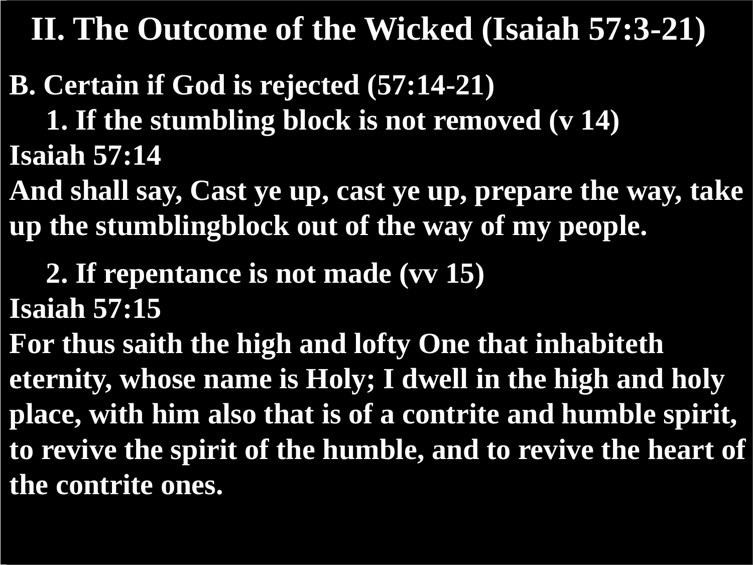# II. The Outcome of the Wicked (Isaiah 57:3-21)

**B. Certain if God is rejected (57:14-21)**

**1. If the stumbling block is not removed (v 14)**

**Isaiah 57:14**

**And shall say, Cast ye up, cast ye up, prepare the way, take up the stumblingblock out of the way of my people.**

**2. If repentance is not made (vv 15)**

**Isaiah 57:15**

**For thus saith the high and lofty One that inhabiteth eternity, whose name is Holy; I dwell in the high and holy place, with him also that is of a contrite and humble spirit, to revive the spirit of the humble, and to revive the heart of the contrite ones.**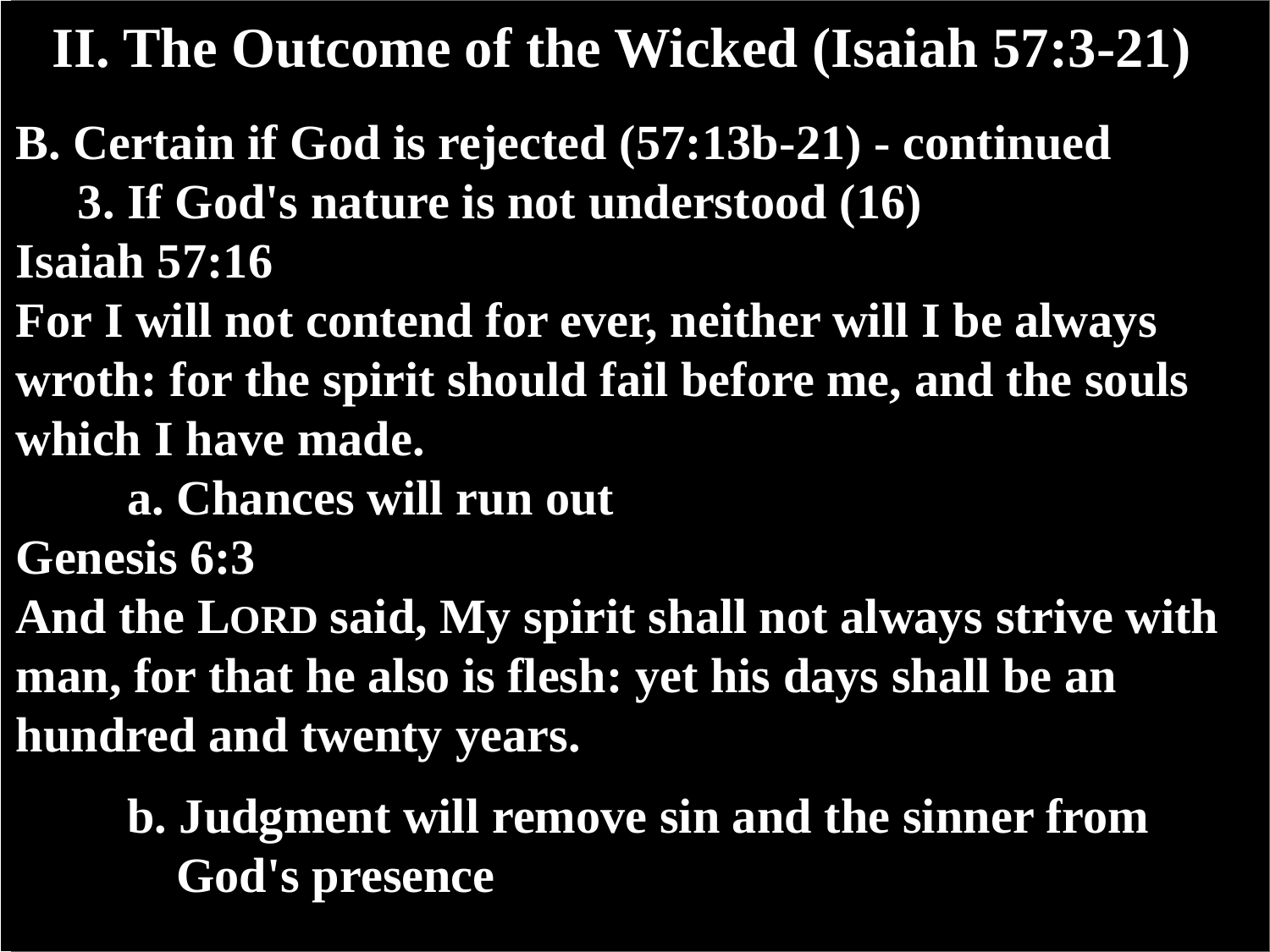# II. The Outcome of the Wicked (Isaiah 57:3-21)

**B. Certain if God is rejected (57:13b-21) - continued**

**3. If God's nature is not understood (16)**

**Isaiah 57:16**

**For I will not contend for ever, neither will I be always wroth: for the spirit should fail before me, and the souls which I have made.**

**a. Chances will run out**

**Genesis 6:3**

**And the LORD said, My spirit shall not always strive with man, for that he also is flesh: yet his days shall be an hundred and twenty years.**

**b. Judgment will remove sin and the sinner from God's presence**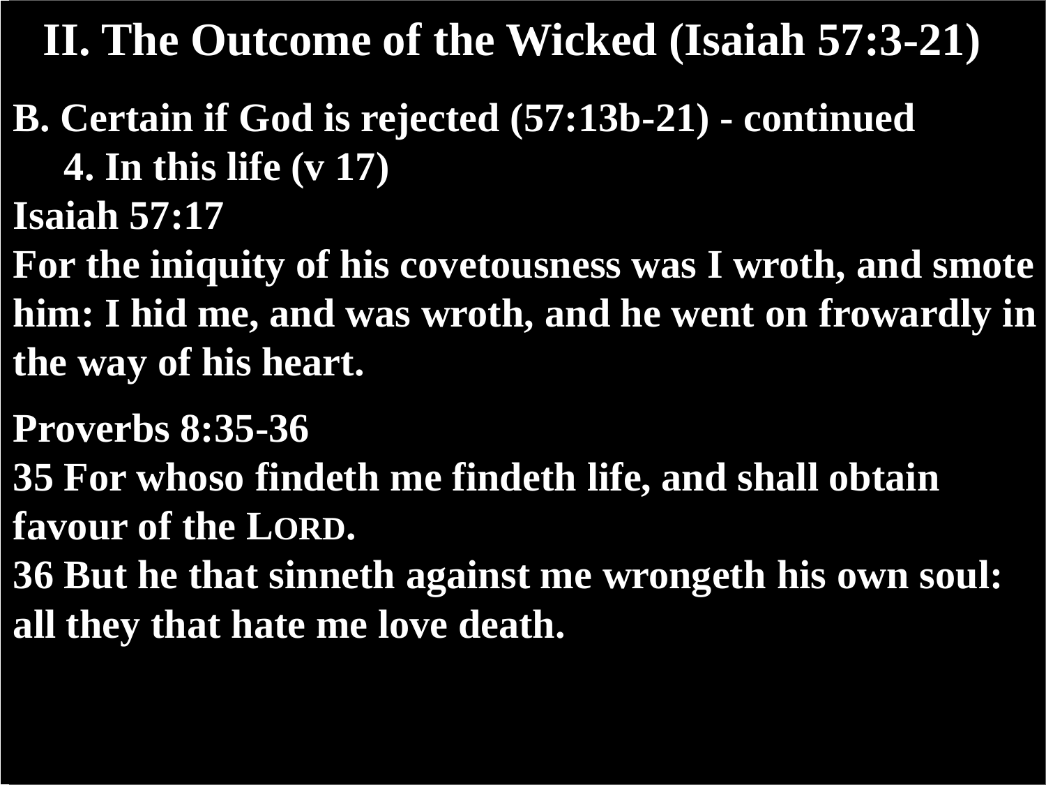# II. The Outcome of the Wicked (Isaiah 57:3-21)

**B. Certain if God is rejected (57:13b-21) - continued**

**4. In this life (v 17)**

**Isaiah 57:17**

**For the iniquity of his covetousness was I wroth, and smote him: I hid me, and was wroth, and he went on frowardly in the way of his heart.**

**Proverbs 8:35-36**

**35 For whoso findeth me findeth life, and shall obtain favour of the LORD.**

**36 But he that sinneth against me wrongeth his own soul: all they that hate me love death.**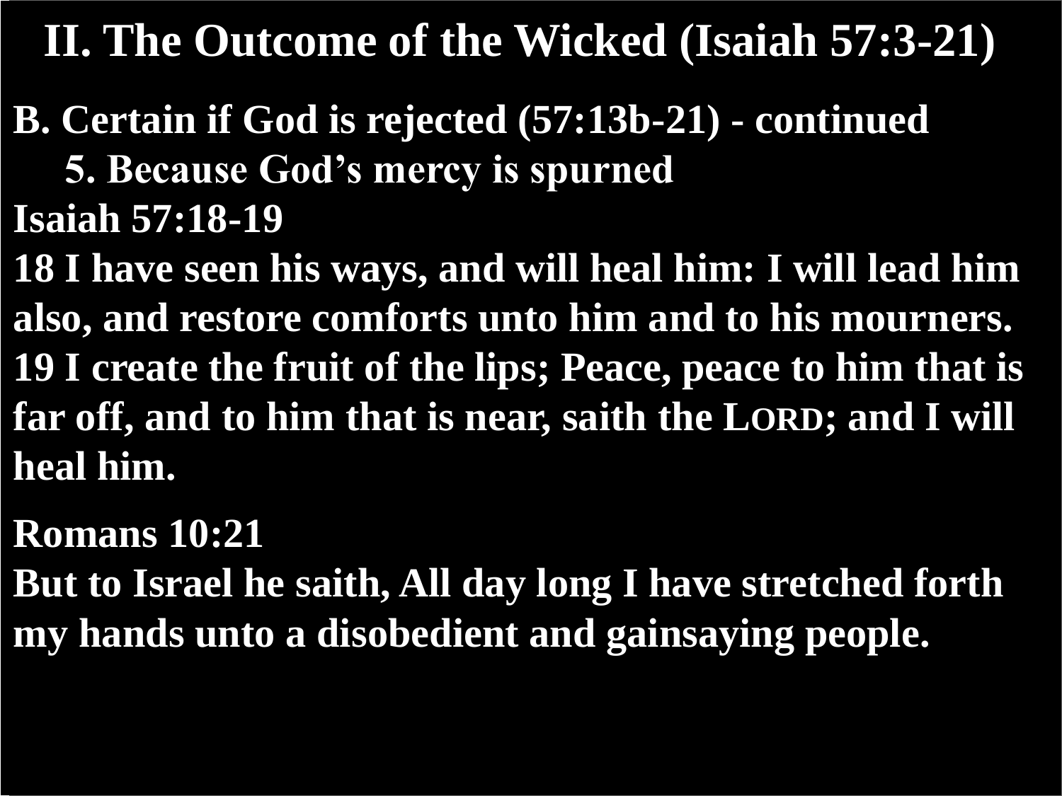# II. The Outcome of the Wicked (Isaiah 57:3-21)

**B. Certain if God is rejected (57:13b-21) - continued**

**5. Because God's mercy is spurned**

**Isaiah 57:18-19**

**18 I have seen his ways, and will heal him: I will lead him also, and restore comforts unto him and to his mourners. 19 I create the fruit of the lips; Peace, peace to him that is far off, and to him that is near, saith the LORD; and I will heal him.**

**Romans 10:21**

**But to Israel he saith, All day long I have stretched forth my hands unto a disobedient and gainsaying people.**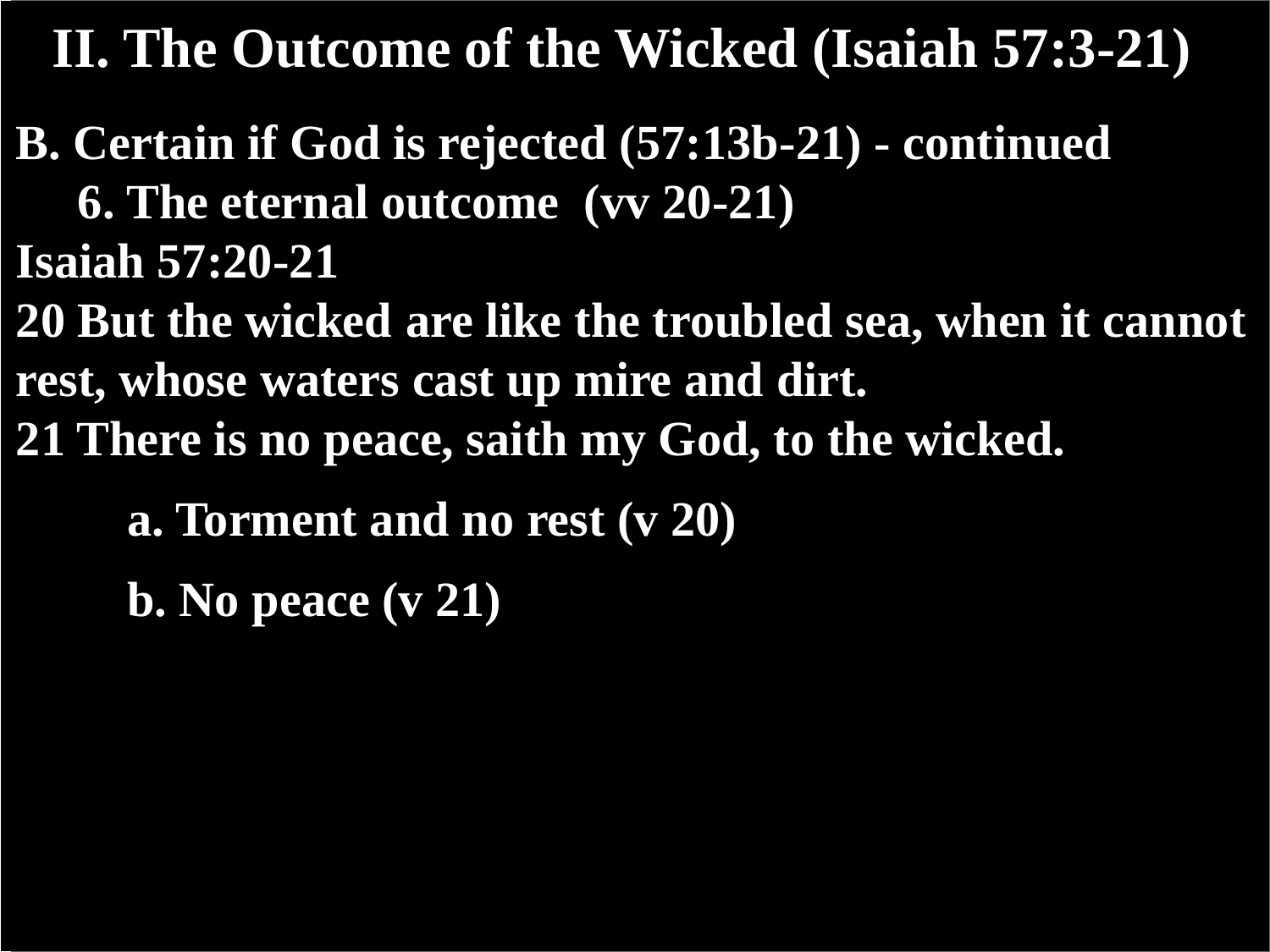# II. The Outcome of the Wicked (Isaiah 57:3-21)

**B. Certain if God is rejected (57:13b-21) - continued**

**6. The eternal outcome (vv 20-21)**

**Isaiah 57:20-21**

**20 But the wicked are like the troubled sea, when it cannot rest, whose waters cast up mire and dirt.**

**21 There is no peace, saith my God, to the wicked.**

**a. Torment and no rest (v 20)**

**b. No peace (v 21)**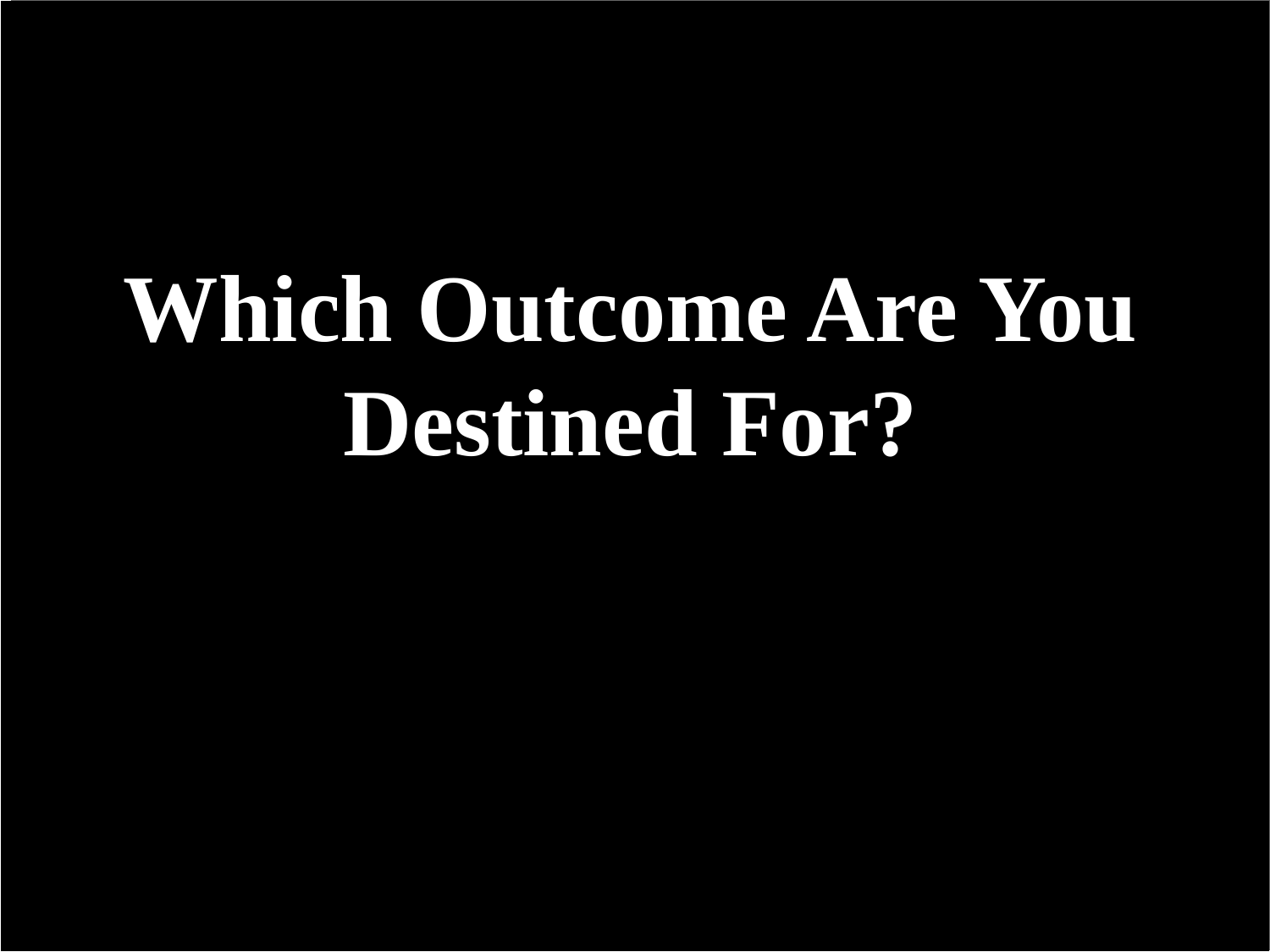# Which Outcome Are You Destined For?